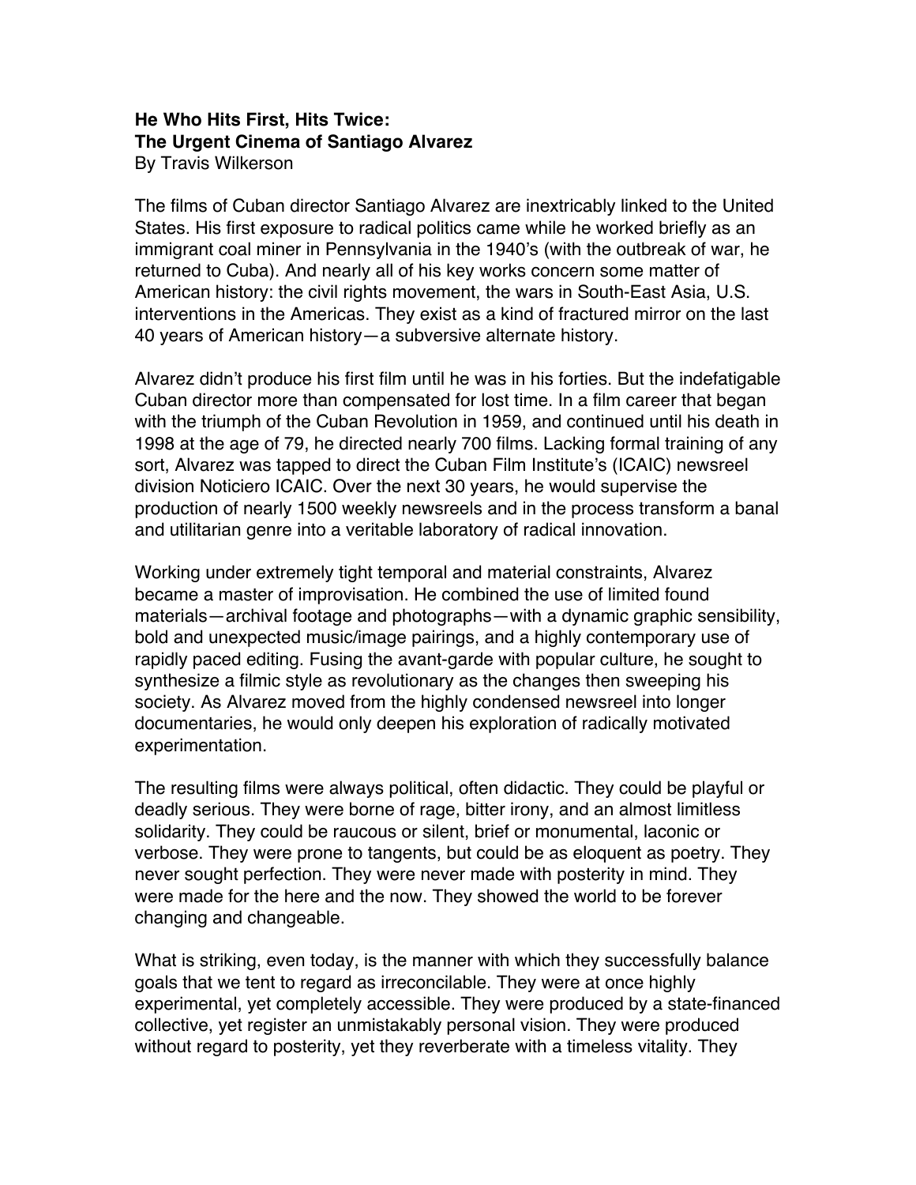**He Who Hits First, Hits Twice:**
**The Urgent Cinema of Santiago Alvarez**
By Travis Wilkerson

The films of Cuban director Santiago Alvarez are inextricably linked to the United States. His first exposure to radical politics came while he worked briefly as an immigrant coal miner in Pennsylvania in the 1940's (with the outbreak of war, he returned to Cuba). And nearly all of his key works concern some matter of American history: the civil rights movement, the wars in South-East Asia, U.S. interventions in the Americas. They exist as a kind of fractured mirror on the last 40 years of American history—a subversive alternate history.

Alvarez didn't produce his first film until he was in his forties. But the indefatigable Cuban director more than compensated for lost time. In a film career that began with the triumph of the Cuban Revolution in 1959, and continued until his death in 1998 at the age of 79, he directed nearly 700 films. Lacking formal training of any sort, Alvarez was tapped to direct the Cuban Film Institute's (ICAIC) newsreel division Noticiero ICAIC. Over the next 30 years, he would supervise the production of nearly 1500 weekly newsreels and in the process transform a banal and utilitarian genre into a veritable laboratory of radical innovation.

Working under extremely tight temporal and material constraints, Alvarez became a master of improvisation. He combined the use of limited found materials—archival footage and photographs—with a dynamic graphic sensibility, bold and unexpected music/image pairings, and a highly contemporary use of rapidly paced editing. Fusing the avant-garde with popular culture, he sought to synthesize a filmic style as revolutionary as the changes then sweeping his society. As Alvarez moved from the highly condensed newsreel into longer documentaries, he would only deepen his exploration of radically motivated experimentation.

The resulting films were always political, often didactic. They could be playful or deadly serious. They were borne of rage, bitter irony, and an almost limitless solidarity. They could be raucous or silent, brief or monumental, laconic or verbose. They were prone to tangents, but could be as eloquent as poetry. They never sought perfection. They were never made with posterity in mind. They were made for the here and the now. They showed the world to be forever changing and changeable.

What is striking, even today, is the manner with which they successfully balance goals that we tent to regard as irreconcilable. They were at once highly experimental, yet completely accessible. They were produced by a state-financed collective, yet register an unmistakably personal vision. They were produced without regard to posterity, yet they reverberate with a timeless vitality. They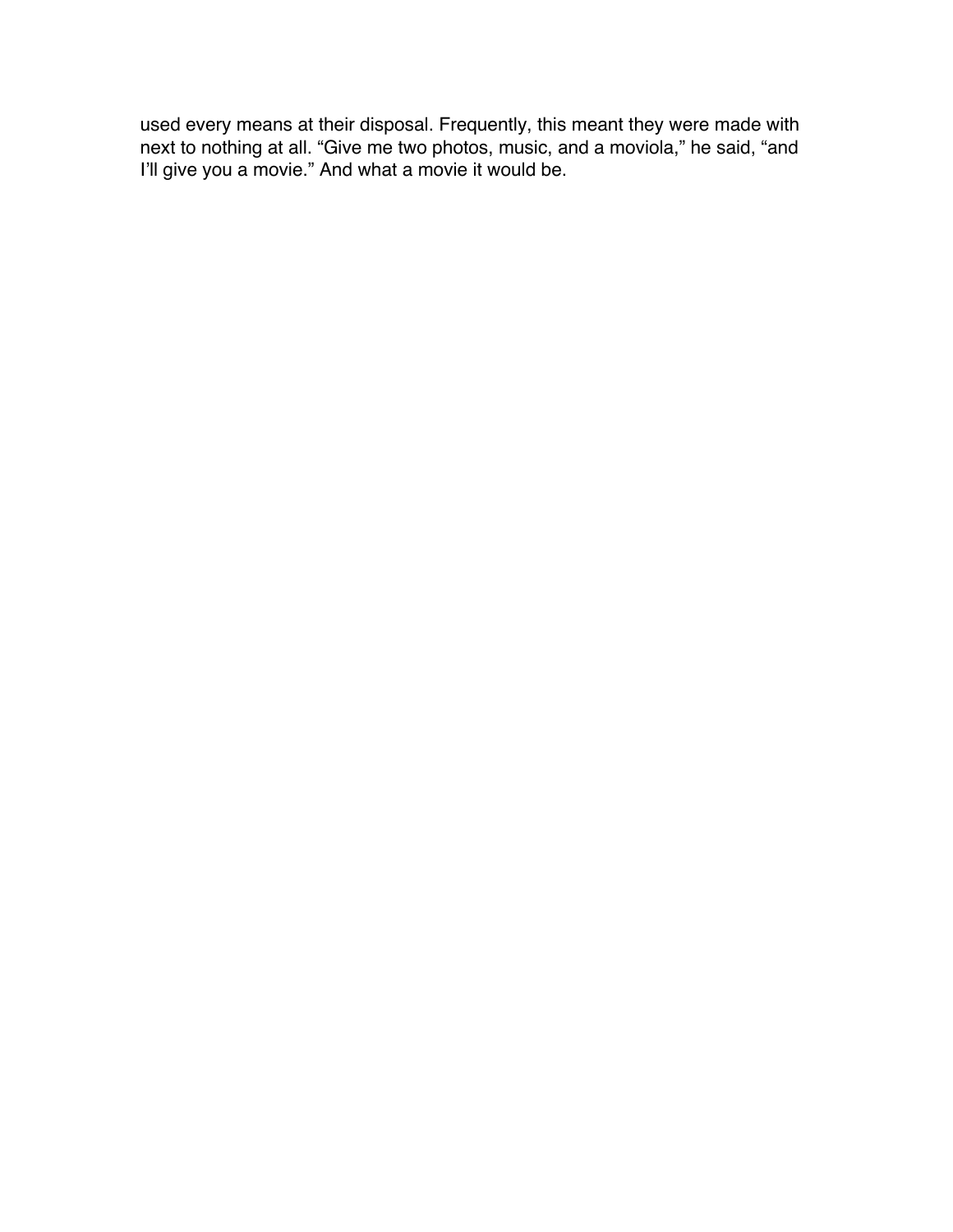used every means at their disposal. Frequently, this meant they were made with next to nothing at all. “Give me two photos, music, and a moviola,” he said, “and I’ll give you a movie.” And what a movie it would be.